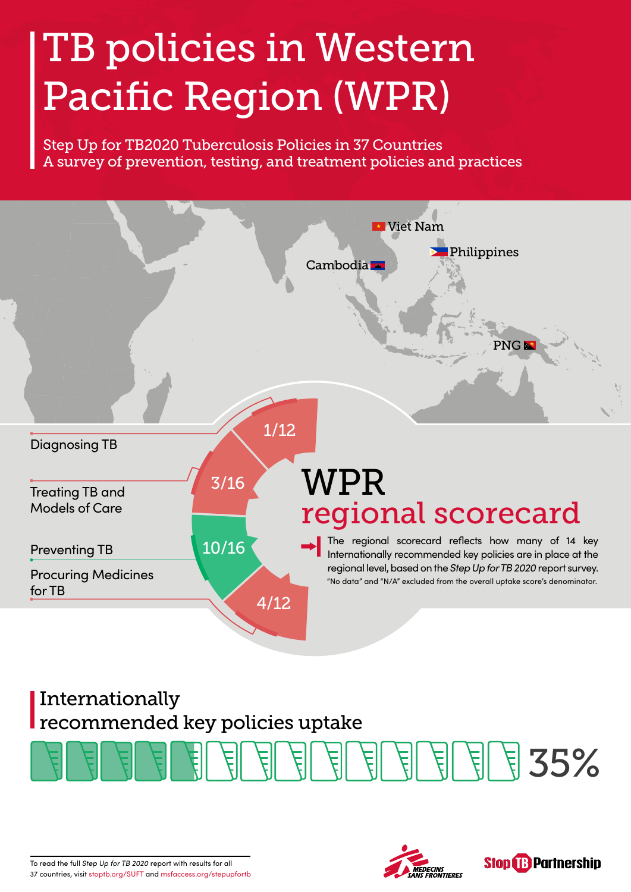# TB policies in Western Pacific Region (WPR)

Step Up for TB2020 Tuberculosis Policies in 37 Countries
A survey of prevention, testing, and treatment policies and practices

Viet Nam

Philippines

Cambodia

PNG

| Category | Score |
|---|---|
| Diagnosing TB | 1/12 |
| Treating TB and Models of Care | 3/16 |
| Preventing TB | 10/16 |
| Procuring Medicines for TB | 4/12 |

## WPR regional scorecard

The regional scorecard reflects how many of 14 key Internationally recommended key policies are in place at the regional level, based on the *Step Up for TB 2020* report survey.

"No data" and "N/A" excluded from the overall uptake score's denominator.

## Internationally recommended key policies uptake

35%

To read the full *Step Up for TB 2020* report with results for all 37 countries, visit stoptb.org/SUFT and msfaccess.org/stepupfortb

MEDECINS SANS FRONTIERES

Stop TB Partnership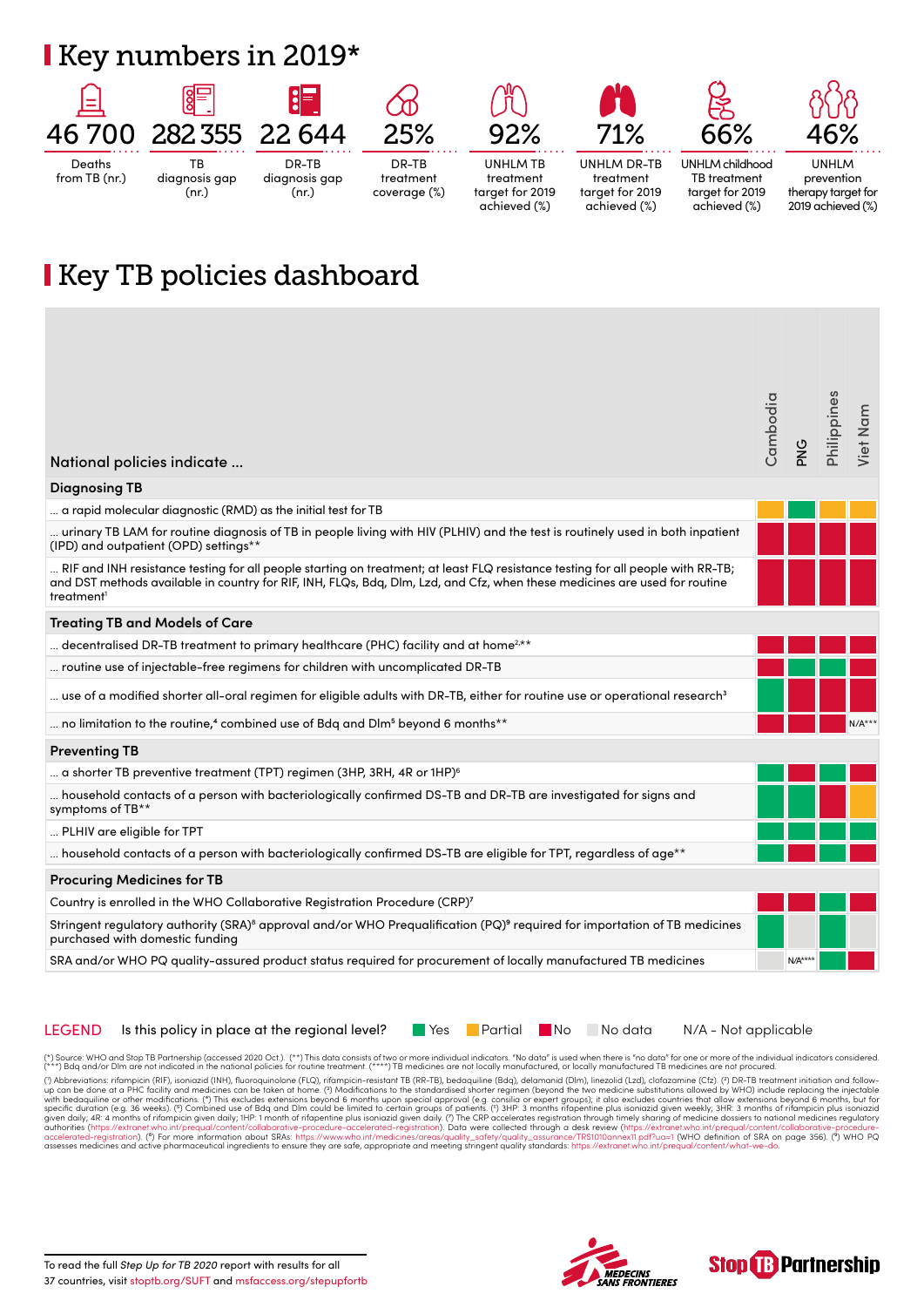# Key numbers in 2019*

| 46 700 | 282 355 | 22 644 | 25% | 92% | 71% | 66% | 46% |
|---|---|---|---|---|---|---|---|
| Deaths from TB (nr.) | TB diagnosis gap (nr.) | DR-TB diagnosis gap (nr.) | DR-TB treatment coverage (%) | UNHLM TB treatment target for 2019 achieved (%) | UNHLM DR-TB treatment target for 2019 achieved (%) | UNHLM childhood TB treatment target for 2019 achieved (%) | UNHLM prevention therapy target for 2019 achieved (%) |

# Key TB policies dashboard

| National policies indicate ... | Cambodia | PNG | Philippines | Viet Nam |
|---|---|---|---|---|
| **Diagnosing TB** | | | | |
| ... a rapid molecular diagnostic (RMD) as the initial test for TB | Partial | Yes | Partial | Partial |
| ... urinary TB LAM for routine diagnosis of TB in people living with HIV (PLHIV) and the test is routinely used in both inpatient (IPD) and outpatient (OPD) settings** | No | No | No | No |
| ... RIF and INH resistance testing for all people starting on treatment; at least FLQ resistance testing for all people with RR-TB; and DST methods available in country for RIF, INH, FLQs, Bdq, Dlm, Lzd, and Cfz, when these medicines are used for routine treatment[1] | No | No | No | No |
| **Treating TB and Models of Care** | | | | |
| ... decentralised DR-TB treatment to primary healthcare (PHC) facility and at home[2,**] | No | No | No | No |
| ... routine use of injectable-free regimens for children with uncomplicated DR-TB | No | Yes | Yes | No |
| ... use of a modified shorter all-oral regimen for eligible adults with DR-TB, either for routine use or operational research[3] | Yes | No | No | No |
| ... no limitation to the routine,[4] combined use of Bdq and Dlm[5] beyond 6 months** | No | No | Yes | N/A*** |
| **Preventing TB** | | | | |
| ... a shorter TB preventive treatment (TPT) regimen (3HP, 3RH, 4R or 1HP)[6] | Yes | No | Yes | No |
| ... household contacts of a person with bacteriologically confirmed DS-TB and DR-TB are investigated for signs and symptoms of TB** | Yes | No | Yes | Partial |
| ... PLHIV are eligible for TPT | Yes | Yes | Yes | Yes |
| ... household contacts of a person with bacteriologically confirmed DS-TB are eligible for TPT, regardless of age** | Yes | No | Yes | No |
| **Procuring Medicines for TB** | | | | |
| Country is enrolled in the WHO Collaborative Registration Procedure (CRP)[7] | No | No | Yes | No |
| Stringent regulatory authority (SRA)[8] approval and/or WHO Prequalification (PQ)[9] required for importation of TB medicines purchased with domestic funding | Yes | No data | Yes | No data |
| SRA and/or WHO PQ quality-assured product status required for procurement of locally manufactured TB medicines | No data | N/A**** | Yes | No |

LEGEND Is this policy in place at the regional level? Yes | Partial | No | No data | N/A - Not applicable

(*) Source: WHO and Stop TB Partnership (accessed 2020 Oct.). (**) This data consists of two or more individual indicators. "No data" is used when there is "no data" for one or more of the individual indicators considered. (***) Bdq and/or Dlm are not indicated in the national policies for routine treatment. (****) TB medicines are not locally manufactured, or locally manufactured TB medicines are not procured.

(1) Abbreviations: rifampicin (RIF), isoniazid (INH), fluoroquinolone (FLQ), rifampicin-resistant TB (RR-TB), bedaquiline (Bdq), delamanid (Dlm), linezolid (Lzd), clofazimine (Cfz). (2) DR-TB treatment initiation and follow-up can be done at a PHC facility and medicines can be taken at home. (3) Modifications to the standardised shorter regimen (beyond the two medicine substitutions allowed by WHO) include replacing the injectable with bedaquiline or other modifications. (4) This excludes extensions beyond 6 months upon special approval (e.g. consilia or expert groups); it also excludes countries that allow extensions beyond 6 months, but for specific duration (e.g. 36 weeks). (5) Combined use of Bdq and Dlm could be limited to certain groups of patients. (6) 3HP: 3 months rifapentine plus isoniazid given weekly; 3HR: 3 months of rifampicin plus isoniazid given daily; 4R: 4 months of rifampicin given daily; 1HP: 1 month of rifapentine plus isoniazid given daily. (7) The CRP accelerates registration through timely sharing of medicine dossiers to national medicines regulatory authorities (https://extranet.who.int/prequal/content/collaborative-procedure-accelerated-registration). Data were collected through a desk review (https://extranet.who.int/prequal/content/collaborative-procedure-accelerated-registration). (8) For more information about SRAs: https://www.who.int/medicines/areas/quality_safety/quality_assurance/TRS1010annex11.pdf?ua=1 (WHO definition of SRA on page 356). (9) WHO PQ assesses medicines and active pharmaceutical ingredients to ensure they are safe, appropriate and meeting stringent quality standards: https://extranet.who.int/prequal/content/what-we-do.

To read the full *Step Up for TB 2020* report with results for all 37 countries, visit stoptb.org/SUFT and msfaccess.org/stepupfortb

MEDECINS SANS FRONTIERES

Stop TB Partnership